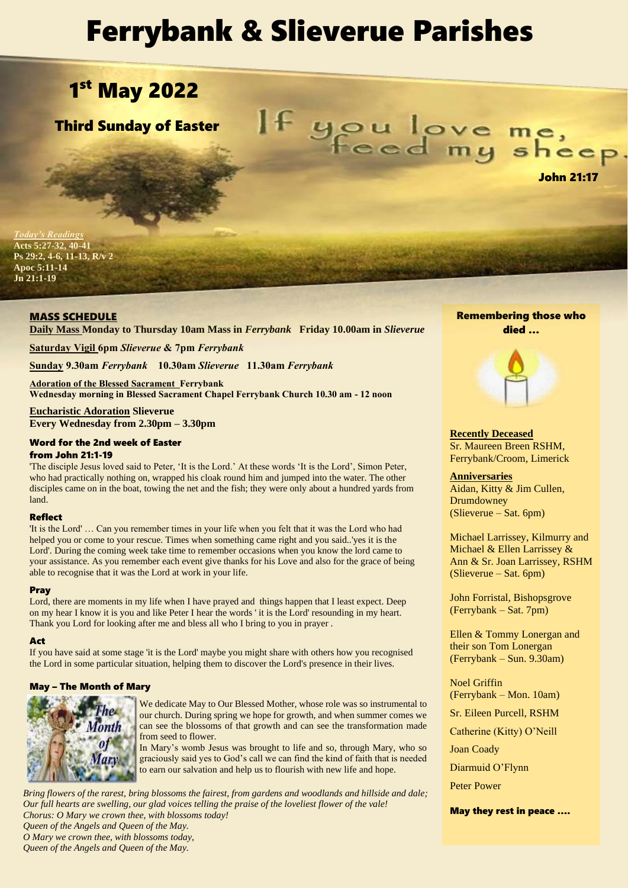# Ferrybank & Slieverue Parishes

## 1st May 2022

### Third Sunday of Easter

If you love me, feed my sheep.

**John 21:17**

*Today's Readings*
**Acts 5:27-32, 40-41**
**Ps 29:2, 4-6, 11-13, R/v 2**
**Apoc 5:11-14**
**Jn 21:1-19**

### MASS SCHEDULE

**Daily Mass Monday to Thursday 10am Mass in *Ferrybank*   Friday 10.00am in *Slieverue***

**Saturday Vigil 6pm *Slieverue* & 7pm *Ferrybank***

**Sunday 9.30am *Ferrybank*   10.30am *Slieverue*   11.30am *Ferrybank***

**Adoration of the Blessed Sacrament Ferrybank**
**Wednesday morning in Blessed Sacrament Chapel Ferrybank Church 10.30 am - 12 noon**

**Eucharistic Adoration Slieverue**
**Every Wednesday from 2.30pm – 3.30pm**

### Word for the 2nd week of Easter from John 21:1-19

'The disciple Jesus loved said to Peter, 'It is the Lord.' At these words 'It is the Lord', Simon Peter, who had practically nothing on, wrapped his cloak round him and jumped into the water. The other disciples came on in the boat, towing the net and the fish; they were only about a hundred yards from land.

#### Reflect

'It is the Lord' … Can you remember times in your life when you felt that it was the Lord who had helped you or come to your rescue. Times when something came right and you said..'yes it is the Lord'. During the coming week take time to remember occasions when you know the lord came to your assistance. As you remember each event give thanks for his Love and also for the grace of being able to recognise that it was the Lord at work in your life.

#### Pray

Lord, there are moments in my life when I have prayed and things happen that I least expect. Deep on my hear I know it is you and like Peter I hear the words ' it is the Lord' resounding in my heart. Thank you Lord for looking after me and bless all who I bring to you in prayer .

#### Act

If you have said at some stage 'it is the Lord' maybe you might share with others how you recognised the Lord in some particular situation, helping them to discover the Lord's presence in their lives.

### May – The Month of Mary

We dedicate May to Our Blessed Mother, whose role was so instrumental to our church. During spring we hope for growth, and when summer comes we can see the blossoms of that growth and can see the transformation made from seed to flower.

In Mary's womb Jesus was brought to life and so, through Mary, who so graciously said yes to God's call we can find the kind of faith that is needed to earn our salvation and help us to flourish with new life and hope.

*Bring flowers of the rarest, bring blossoms the fairest, from gardens and woodlands and hillside and dale;*
*Our full hearts are swelling, our glad voices telling the praise of the loveliest flower of the vale!*
*Chorus: O Mary we crown thee, with blossoms today!*
*Queen of the Angels and Queen of the May.*
*O Mary we crown thee, with blossoms today,*
*Queen of the Angels and Queen of the May.*

### Remembering those who died …

**Recently Deceased**
Sr. Maureen Breen RSHM, Ferrybank/Croom, Limerick

**Anniversaries**
Aidan, Kitty & Jim Cullen, Drumdowney
(Slieverue – Sat. 6pm)

Michael Larrissey, Kilmurry and Michael & Ellen Larrissey & Ann & Sr. Joan Larrissey, RSHM
(Slieverue – Sat. 6pm)

John Forristal, Bishopsgrove
(Ferrybank – Sat. 7pm)

Ellen & Tommy Lonergan and their son Tom Lonergan
(Ferrybank – Sun. 9.30am)

Noel Griffin
(Ferrybank – Mon. 10am)

Sr. Eileen Purcell, RSHM

Catherine (Kitty) O'Neill

Joan Coady

Diarmuid O'Flynn

Peter Power

**May they rest in peace ….**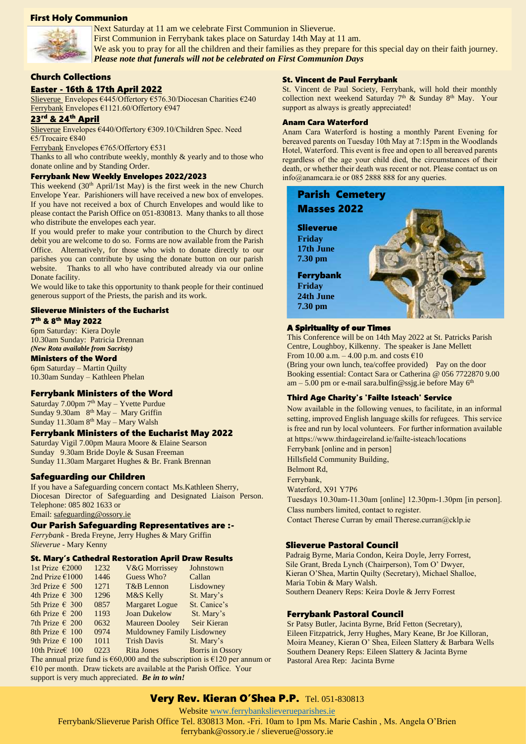## First Holy Communion

Next Saturday at 11 am we celebrate First Communion in Slieverue.
First Communion in Ferrybank takes place on Saturday 14th May at 11 am.
We ask you to pray for all the children and their families as they prepare for this special day on their faith journey.
***Please note that funerals will not be celebrated on First Communion Days***

## Church Collections

### Easter - 16th & 17th April 2022

Slieverue Envelopes €445/Offertory €576.30/Diocesan Charities €240
Ferrybank Envelopes €1121.60/Offertory €947

### 23rd & 24th April

Slieverue Envelopes €440/Offertory €309.10/Children Spec. Need €5/Trocaire €840
Ferrybank Envelopes €765/Offertory €531
Thanks to all who contribute weekly, monthly & yearly and to those who donate online and by Standing Order.

### Ferrybank New Weekly Envelopes 2022/2023

This weekend (30th April/1st May) is the first week in the new Church Envelope Year. Parishioners will have received a new box of envelopes. If you have not received a box of Church Envelopes and would like to please contact the Parish Office on 051-830813. Many thanks to all those who distribute the envelopes each year.

If you would prefer to make your contribution to the Church by direct debit you are welcome to do so. Forms are now available from the Parish Office. Alternatively, for those who wish to donate directly to our parishes you can contribute by using the donate button on our parish website. Thanks to all who have contributed already via our online Donate facility.

We would like to take this opportunity to thank people for their continued generous support of the Priests, the parish and its work.

## Slieverue Ministers of the Eucharist

### 7th & 8th May 2022

6pm Saturday: Kiera Doyle
10.30am Sunday: Patricia Drennan
***(New Rota available from Sacristy)***

### Ministers of the Word

6pm Saturday – Martin Quilty
10.30am Sunday – Kathleen Phelan

## Ferrybank Ministers of the Word

Saturday 7.00pm 7th May – Yvette Purdue
Sunday 9.30am 8th May – Mary Griffin
Sunday 11.30am 8th May – Mary Walsh

## Ferrybank Ministers of the Eucharist May 2022

Saturday Vigil 7.00pm Maura Moore & Elaine Searson
Sunday 9.30am Bride Doyle & Susan Freeman
Sunday 11.30am Margaret Hughes & Br. Frank Brennan

## Safeguarding our Children

If you have a Safeguarding concern contact Ms.Kathleen Sherry, Diocesan Director of Safeguarding and Designated Liaison Person. Telephone: 085 802 1633 or
Email: safeguarding@ossory.ie

## Our Parish Safeguarding Representatives are :-

*Ferrybank* - Breda Freyne, Jerry Hughes & Mary Griffin
*Slieverue* - Mary Kenny

## St. Mary's Cathedral Restoration April Draw Results

| | | | |
|---|---|---|---|
| 1st Prize €2000 | 1232 | V&G Morrissey | Johnstown |
| 2nd Prize €1000 | 1446 | Guess Who? | Callan |
| 3rd Prize € 500 | 1271 | T&B Lennon | Lisdowney |
| 4th Prize € 300 | 1296 | M&S Kelly | St. Mary's |
| 5th Prize € 300 | 0857 | Margaret Logue | St. Canice's |
| 6th Prize € 200 | 1193 | Joan Dukelow | St. Mary's |
| 7th Prize € 200 | 0632 | Maureen Dooley | Seir Kieran |
| 8th Prize € 100 | 0974 | Muldowney Family | Lisdowney |
| 9th Prize € 100 | 1011 | Trish Davis | St. Mary's |
| 10th Prize€ 100 | 0223 | Rita Jones | Borris in Ossory |

The annual prize fund is €60,000 and the subscription is €120 per annum or €10 per month. Draw tickets are available at the Parish Office. Your support is very much appreciated. ***Be in to win!***

## St. Vincent de Paul Ferrybank

St. Vincent de Paul Society, Ferrybank, will hold their monthly collection next weekend Saturday 7th & Sunday 8th May. Your support as always is greatly appreciated!

## Anam Cara Waterford

Anam Cara Waterford is hosting a monthly Parent Evening for bereaved parents on Tuesday 10th May at 7:15pm in the Woodlands Hotel, Waterford. This event is free and open to all bereaved parents regardless of the age your child died, the circumstances of their death, or whether their death was recent or not. Please contact us on info@anamcara.ie or 085 2888 888 for any queries.

## Parish Cemetery Masses 2022

**Slieverue**
**Friday**
**17th June**
**7.30 pm**

**Ferrybank**
**Friday**
**24th June**
**7.30 pm**

## A Spirituality of our Times

This Conference will be on 14th May 2022 at St. Patricks Parish Centre, Loughboy, Kilkenny. The speaker is Jane Mellett
From 10.00 a.m. – 4.00 p.m. and costs €10
(Bring your own lunch, tea/coffee provided) Pay on the door
Booking essential: Contact Sara or Catherina @ 056 7722870 9.00 am – 5.00 pm or e-mail sara.bulfin@ssjg.ie before May 6th

## Third Age Charity's 'Failte Isteach' Service

Now available in the following venues, to facilitate, in an informal setting, improved English language skills for refugees. This service is free and run by local volunteers. For further information available at https://www.thirdageireland.ie/failte-isteach/locations
Ferrybank [online and in person]
Hillsfield Community Building,
Belmont Rd,
Ferrybank,
Waterford, X91 Y7P6
Tuesdays 10.30am-11.30am [online] 12.30pm-1.30pm [in person].
Class numbers limited, contact to register.
Contact Therese Curran by email Therese.curran@cklp.ie

## Slieverue Pastoral Council

Padraig Byrne, Maria Condon, Keira Doyle, Jerry Forrest, Sile Grant, Breda Lynch (Chairperson), Tom O' Dwyer, Kieran O'Shea, Martin Quilty (Secretary), Michael Shalloe, Maria Tobin & Mary Walsh.
Southern Deanery Reps: Keira Doyle & Jerry Forrest

## Ferrybank Pastoral Council

Sr Patsy Butler, Jacinta Byrne, Bríd Fetton (Secretary), Eileen Fitzpatrick, Jerry Hughes, Mary Keane, Br Joe Killoran, Moira Meaney, Kieran O' Shea, Eileen Slattery & Barbara Wells
Southern Deanery Reps: Eileen Slattery & Jacinta Byrne
Pastoral Area Rep: Jacinta Byrne

**Very Rev. Kieran O'Shea P.P.** Tel. 051-830813
Website www.ferrybankslieverueparishes.ie
Ferrybank/Slieverue Parish Office Tel. 830813 Mon. -Fri. 10am to 1pm Ms. Marie Cashin , Ms. Angela O'Brien
ferrybank@ossory.ie / slieverue@ossory.ie